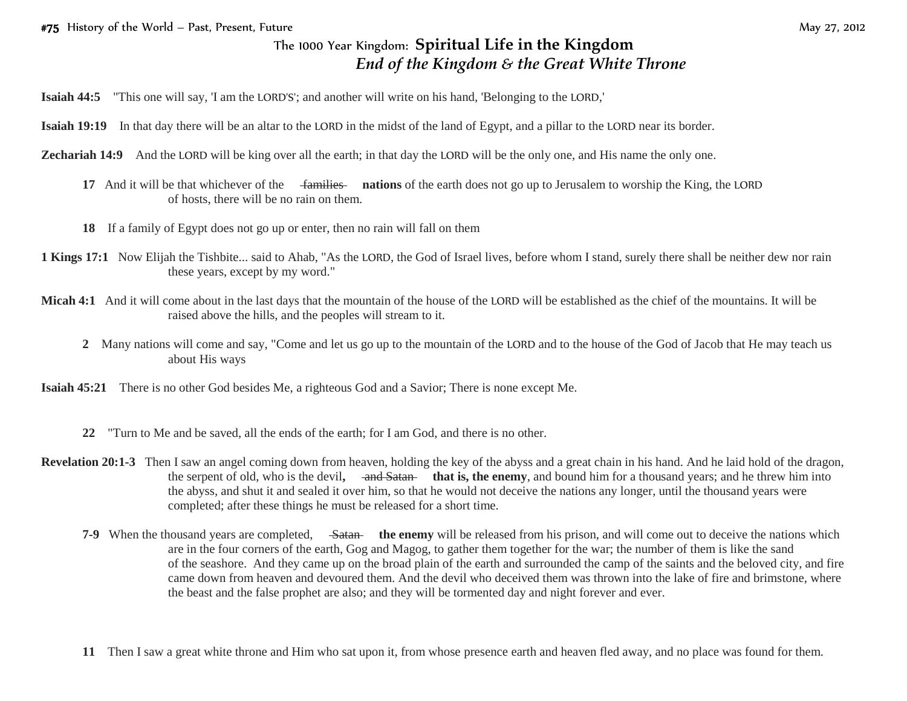**#75** History of the World – Past, Present, Future May 27, 2012

# The 1000 Year Kingdom: **Spiritual Life in the Kingdom**

## *End of the Kingdom & the Great White Throne*

**Isaiah 44:5** "This one will say, 'I am the LORD'S'; and another will write on his hand, 'Belonging to the LORD,'

**Isaiah 19:19** In that day there will be an altar to the LORD in the midst of the land of Egypt, and a pillar to the LORD near its border.

**Zechariah 14:9** And the LORD will be king over all the earth; in that day the LORD will be the only one, and His name the only one.

**17** And it will be that whichever of the ~~families~~ **nations** of the earth does not go up to Jerusalem to worship the King, the LORD of hosts, there will be no rain on them.

**18** If a family of Egypt does not go up or enter, then no rain will fall on them

**1 Kings 17:1** Now Elijah the Tishbite... said to Ahab, "As the LORD, the God of Israel lives, before whom I stand, surely there shall be neither dew nor rain these years, except by my word."

**Micah 4:1** And it will come about in the last days that the mountain of the house of the LORD will be established as the chief of the mountains. It will be raised above the hills, and the peoples will stream to it.

**2** Many nations will come and say, "Come and let us go up to the mountain of the LORD and to the house of the God of Jacob that He may teach us about His ways

**Isaiah 45:21** There is no other God besides Me, a righteous God and a Savior; There is none except Me.

**22** "Turn to Me and be saved, all the ends of the earth; for I am God, and there is no other.

**Revelation 20:1-3** Then I saw an angel coming down from heaven, holding the key of the abyss and a great chain in his hand. And he laid hold of the dragon, the serpent of old, who is the devil**,** ~~and Satan~~ **that is, the enemy**, and bound him for a thousand years; and he threw him into the abyss, and shut it and sealed it over him, so that he would not deceive the nations any longer, until the thousand years were completed; after these things he must be released for a short time.

**7-9** When the thousand years are completed, ~~Satan~~ **the enemy** will be released from his prison, and will come out to deceive the nations which are in the four corners of the earth, Gog and Magog, to gather them together for the war; the number of them is like the sand of the seashore. And they came up on the broad plain of the earth and surrounded the camp of the saints and the beloved city, and fire came down from heaven and devoured them. And the devil who deceived them was thrown into the lake of fire and brimstone, where the beast and the false prophet are also; and they will be tormented day and night forever and ever.

**11** Then I saw a great white throne and Him who sat upon it, from whose presence earth and heaven fled away, and no place was found for them.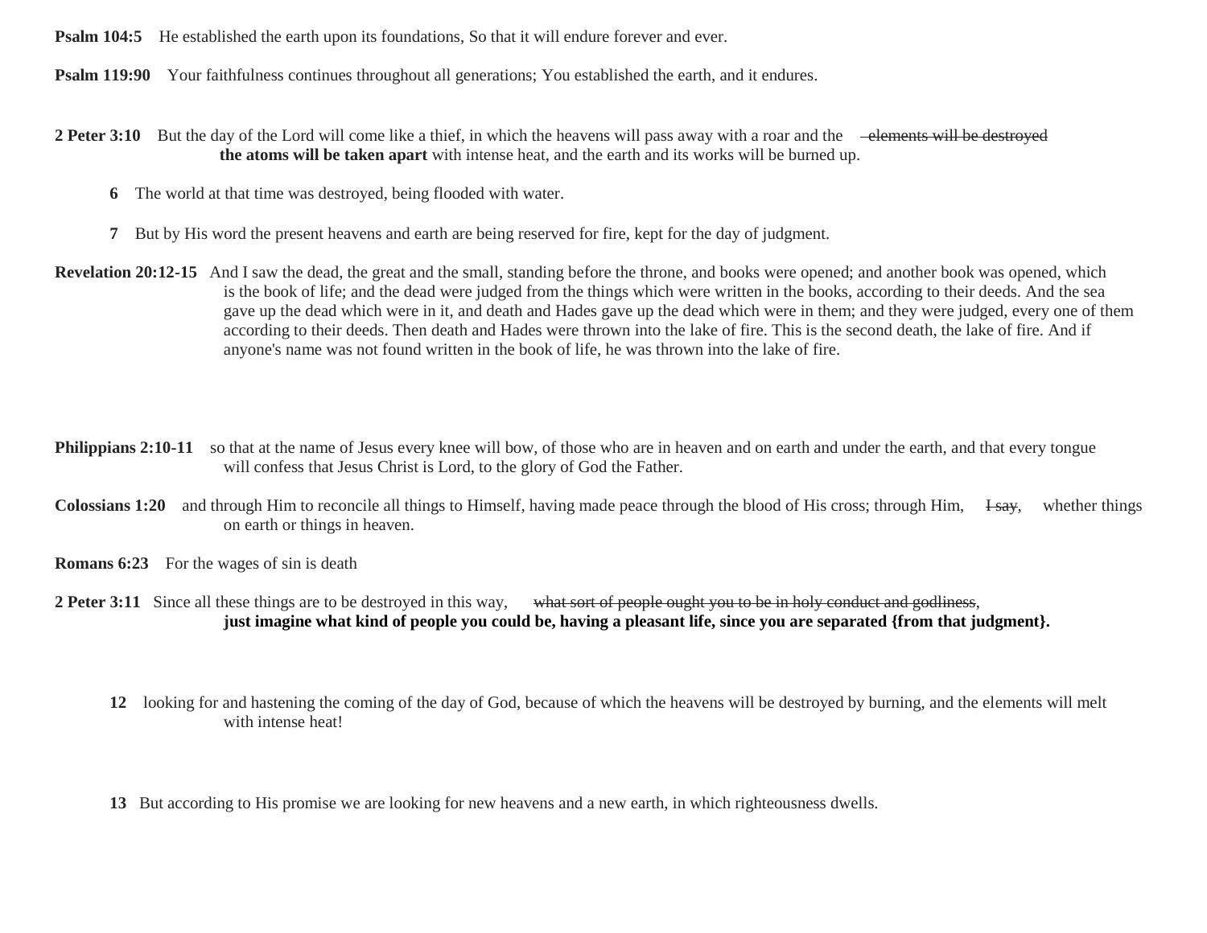**Psalm 104:5** He established the earth upon its foundations, So that it will endure forever and ever.

**Psalm 119:90** Your faithfulness continues throughout all generations; You established the earth, and it endures.

**2 Peter 3:10** But the day of the Lord will come like a thief, in which the heavens will pass away with a roar and the ~~elements will be destroyed~~ **the atoms will be taken apart** with intense heat, and the earth and its works will be burned up.

**6** The world at that time was destroyed, being flooded with water.

**7** But by His word the present heavens and earth are being reserved for fire, kept for the day of judgment.

**Revelation 20:12-15** And I saw the dead, the great and the small, standing before the throne, and books were opened; and another book was opened, which is the book of life; and the dead were judged from the things which were written in the books, according to their deeds. And the sea gave up the dead which were in it, and death and Hades gave up the dead which were in them; and they were judged, every one of them according to their deeds. Then death and Hades were thrown into the lake of fire. This is the second death, the lake of fire. And if anyone's name was not found written in the book of life, he was thrown into the lake of fire.

**Philippians 2:10-11** so that at the name of Jesus every knee will bow, of those who are in heaven and on earth and under the earth, and that every tongue will confess that Jesus Christ is Lord, to the glory of God the Father.

**Colossians 1:20** and through Him to reconcile all things to Himself, having made peace through the blood of His cross; through Him, ~~I say~~, whether things on earth or things in heaven.

**Romans 6:23** For the wages of sin is death

**2 Peter 3:11** Since all these things are to be destroyed in this way, ~~what sort of people ought you to be in holy conduct and godliness~~, **just imagine what kind of people you could be, having a pleasant life, since you are separated {from that judgment}.**

**12** looking for and hastening the coming of the day of God, because of which the heavens will be destroyed by burning, and the elements will melt with intense heat!

**13** But according to His promise we are looking for new heavens and a new earth, in which righteousness dwells.